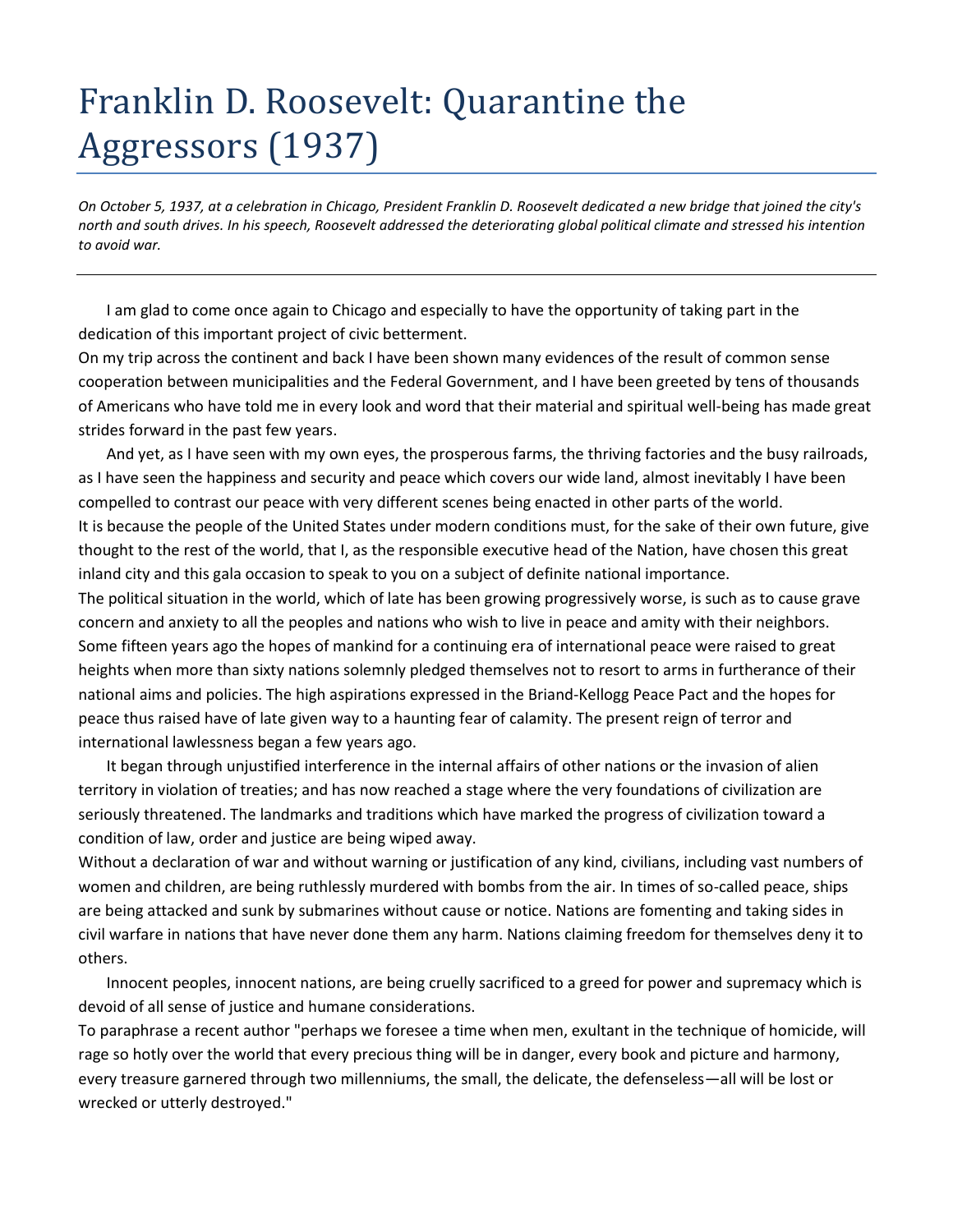# Franklin D. Roosevelt: Quarantine the Aggressors (1937)

*On October 5, 1937, at a celebration in Chicago, President Franklin D. Roosevelt dedicated a new bridge that joined the city's north and south drives. In his speech, Roosevelt addressed the deteriorating global political climate and stressed his intention to avoid war.*

---

I am glad to come once again to Chicago and especially to have the opportunity of taking part in the dedication of this important project of civic betterment.

On my trip across the continent and back I have been shown many evidences of the result of common sense cooperation between municipalities and the Federal Government, and I have been greeted by tens of thousands of Americans who have told me in every look and word that their material and spiritual well-being has made great strides forward in the past few years.

And yet, as I have seen with my own eyes, the prosperous farms, the thriving factories and the busy railroads, as I have seen the happiness and security and peace which covers our wide land, almost inevitably I have been compelled to contrast our peace with very different scenes being enacted in other parts of the world.

It is because the people of the United States under modern conditions must, for the sake of their own future, give thought to the rest of the world, that I, as the responsible executive head of the Nation, have chosen this great inland city and this gala occasion to speak to you on a subject of definite national importance.

The political situation in the world, which of late has been growing progressively worse, is such as to cause grave concern and anxiety to all the peoples and nations who wish to live in peace and amity with their neighbors.

Some fifteen years ago the hopes of mankind for a continuing era of international peace were raised to great heights when more than sixty nations solemnly pledged themselves not to resort to arms in furtherance of their national aims and policies. The high aspirations expressed in the Briand-Kellogg Peace Pact and the hopes for peace thus raised have of late given way to a haunting fear of calamity. The present reign of terror and international lawlessness began a few years ago.

It began through unjustified interference in the internal affairs of other nations or the invasion of alien territory in violation of treaties; and has now reached a stage where the very foundations of civilization are seriously threatened. The landmarks and traditions which have marked the progress of civilization toward a condition of law, order and justice are being wiped away.

Without a declaration of war and without warning or justification of any kind, civilians, including vast numbers of women and children, are being ruthlessly murdered with bombs from the air. In times of so-called peace, ships are being attacked and sunk by submarines without cause or notice. Nations are fomenting and taking sides in civil warfare in nations that have never done them any harm. Nations claiming freedom for themselves deny it to others.

Innocent peoples, innocent nations, are being cruelly sacrificed to a greed for power and supremacy which is devoid of all sense of justice and humane considerations.

To paraphrase a recent author "perhaps we foresee a time when men, exultant in the technique of homicide, will rage so hotly over the world that every precious thing will be in danger, every book and picture and harmony, every treasure garnered through two millenniums, the small, the delicate, the defenseless—all will be lost or wrecked or utterly destroyed."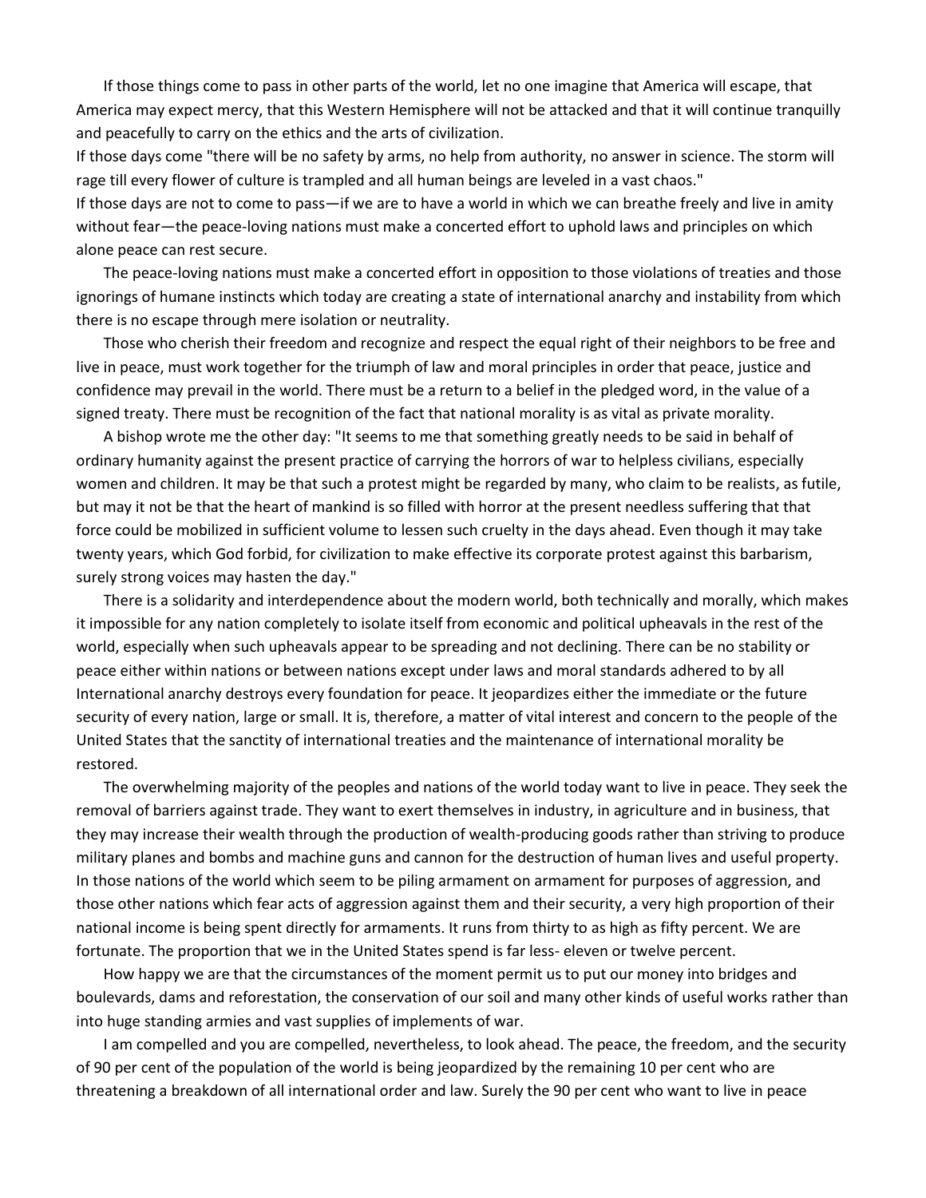If those things come to pass in other parts of the world, let no one imagine that America will escape, that America may expect mercy, that this Western Hemisphere will not be attacked and that it will continue tranquilly and peacefully to carry on the ethics and the arts of civilization.

If those days come "there will be no safety by arms, no help from authority, no answer in science. The storm will rage till every flower of culture is trampled and all human beings are leveled in a vast chaos."

If those days are not to come to pass—if we are to have a world in which we can breathe freely and live in amity without fear—the peace-loving nations must make a concerted effort to uphold laws and principles on which alone peace can rest secure.

The peace-loving nations must make a concerted effort in opposition to those violations of treaties and those ignorings of humane instincts which today are creating a state of international anarchy and instability from which there is no escape through mere isolation or neutrality.

Those who cherish their freedom and recognize and respect the equal right of their neighbors to be free and live in peace, must work together for the triumph of law and moral principles in order that peace, justice and confidence may prevail in the world. There must be a return to a belief in the pledged word, in the value of a signed treaty. There must be recognition of the fact that national morality is as vital as private morality.

A bishop wrote me the other day: "It seems to me that something greatly needs to be said in behalf of ordinary humanity against the present practice of carrying the horrors of war to helpless civilians, especially women and children. It may be that such a protest might be regarded by many, who claim to be realists, as futile, but may it not be that the heart of mankind is so filled with horror at the present needless suffering that that force could be mobilized in sufficient volume to lessen such cruelty in the days ahead. Even though it may take twenty years, which God forbid, for civilization to make effective its corporate protest against this barbarism, surely strong voices may hasten the day."

There is a solidarity and interdependence about the modern world, both technically and morally, which makes it impossible for any nation completely to isolate itself from economic and political upheavals in the rest of the world, especially when such upheavals appear to be spreading and not declining. There can be no stability or peace either within nations or between nations except under laws and moral standards adhered to by all International anarchy destroys every foundation for peace. It jeopardizes either the immediate or the future security of every nation, large or small. It is, therefore, a matter of vital interest and concern to the people of the United States that the sanctity of international treaties and the maintenance of international morality be restored.

The overwhelming majority of the peoples and nations of the world today want to live in peace. They seek the removal of barriers against trade. They want to exert themselves in industry, in agriculture and in business, that they may increase their wealth through the production of wealth-producing goods rather than striving to produce military planes and bombs and machine guns and cannon for the destruction of human lives and useful property. In those nations of the world which seem to be piling armament on armament for purposes of aggression, and those other nations which fear acts of aggression against them and their security, a very high proportion of their national income is being spent directly for armaments. It runs from thirty to as high as fifty percent. We are fortunate. The proportion that we in the United States spend is far less- eleven or twelve percent.

How happy we are that the circumstances of the moment permit us to put our money into bridges and boulevards, dams and reforestation, the conservation of our soil and many other kinds of useful works rather than into huge standing armies and vast supplies of implements of war.

I am compelled and you are compelled, nevertheless, to look ahead. The peace, the freedom, and the security of 90 per cent of the population of the world is being jeopardized by the remaining 10 per cent who are threatening a breakdown of all international order and law. Surely the 90 per cent who want to live in peace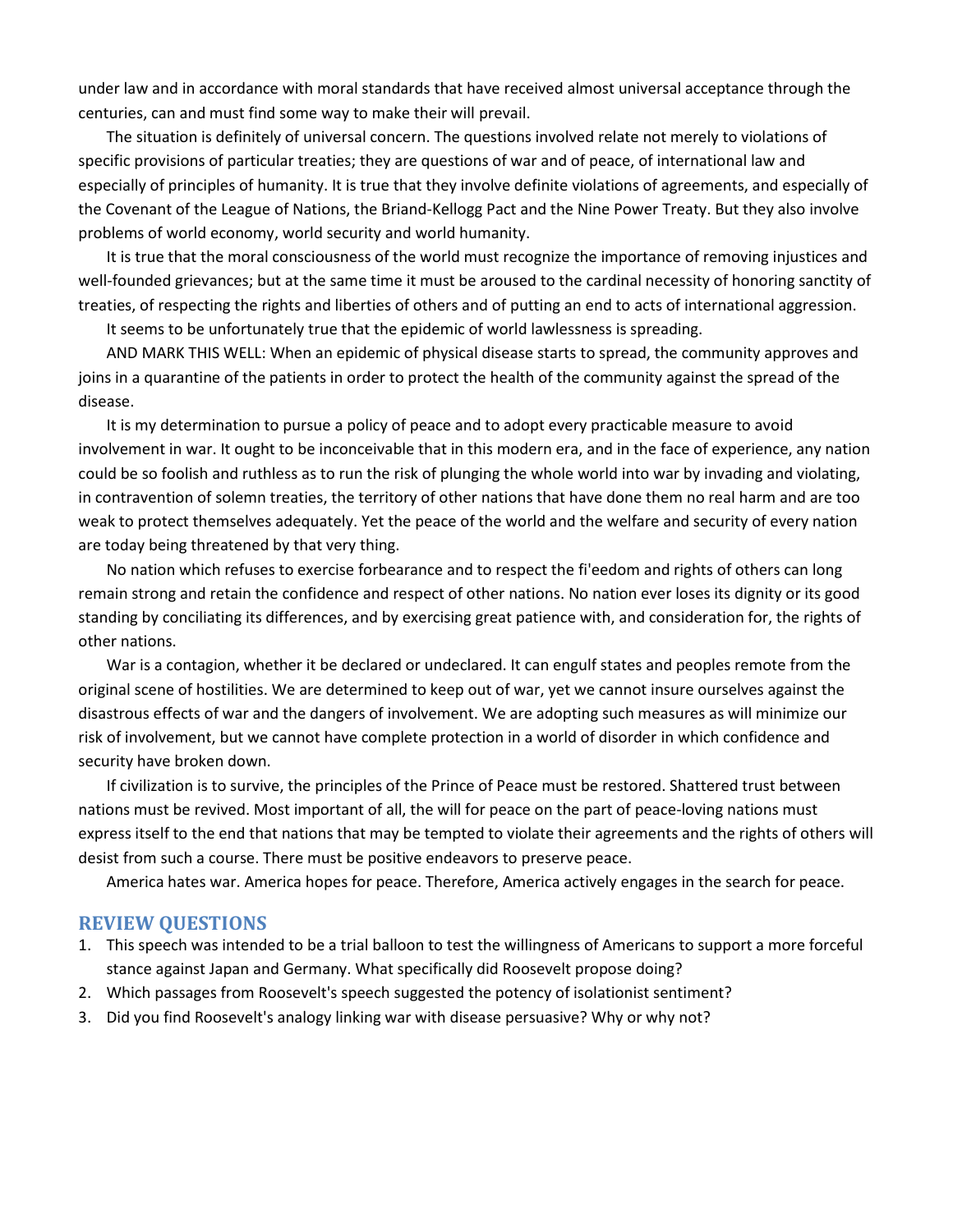under law and in accordance with moral standards that have received almost universal acceptance through the centuries, can and must find some way to make their will prevail.

The situation is definitely of universal concern. The questions involved relate not merely to violations of specific provisions of particular treaties; they are questions of war and of peace, of international law and especially of principles of humanity. It is true that they involve definite violations of agreements, and especially of the Covenant of the League of Nations, the Briand-Kellogg Pact and the Nine Power Treaty. But they also involve problems of world economy, world security and world humanity.

It is true that the moral consciousness of the world must recognize the importance of removing injustices and well-founded grievances; but at the same time it must be aroused to the cardinal necessity of honoring sanctity of treaties, of respecting the rights and liberties of others and of putting an end to acts of international aggression.

It seems to be unfortunately true that the epidemic of world lawlessness is spreading.

AND MARK THIS WELL: When an epidemic of physical disease starts to spread, the community approves and joins in a quarantine of the patients in order to protect the health of the community against the spread of the disease.

It is my determination to pursue a policy of peace and to adopt every practicable measure to avoid involvement in war. It ought to be inconceivable that in this modern era, and in the face of experience, any nation could be so foolish and ruthless as to run the risk of plunging the whole world into war by invading and violating, in contravention of solemn treaties, the territory of other nations that have done them no real harm and are too weak to protect themselves adequately. Yet the peace of the world and the welfare and security of every nation are today being threatened by that very thing.

No nation which refuses to exercise forbearance and to respect the fi'eedom and rights of others can long remain strong and retain the confidence and respect of other nations. No nation ever loses its dignity or its good standing by conciliating its differences, and by exercising great patience with, and consideration for, the rights of other nations.

War is a contagion, whether it be declared or undeclared. It can engulf states and peoples remote from the original scene of hostilities. We are determined to keep out of war, yet we cannot insure ourselves against the disastrous effects of war and the dangers of involvement. We are adopting such measures as will minimize our risk of involvement, but we cannot have complete protection in a world of disorder in which confidence and security have broken down.

If civilization is to survive, the principles of the Prince of Peace must be restored. Shattered trust between nations must be revived. Most important of all, the will for peace on the part of peace-loving nations must express itself to the end that nations that may be tempted to violate their agreements and the rights of others will desist from such a course. There must be positive endeavors to preserve peace.

America hates war. America hopes for peace. Therefore, America actively engages in the search for peace.

## REVIEW QUESTIONS

1. This speech was intended to be a trial balloon to test the willingness of Americans to support a more forceful stance against Japan and Germany. What specifically did Roosevelt propose doing?
2. Which passages from Roosevelt's speech suggested the potency of isolationist sentiment?
3. Did you find Roosevelt's analogy linking war with disease persuasive? Why or why not?